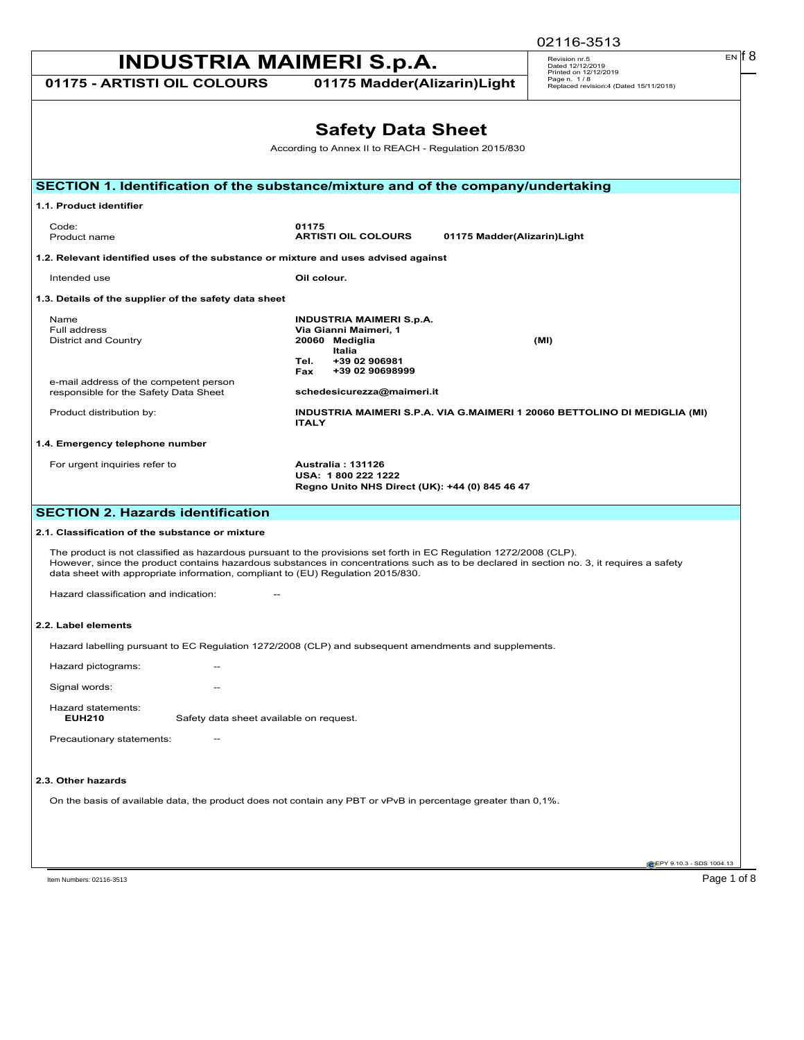# INDUSTRIA MAIMERI S.p.A.

**01175 - ARTISTI OIL COLOURS** **01175 Madder(Alizarin)Light**

Revision nr.5
Dated 12/12/2019
Printed on 12/12/2019
Page n. 1 / 8
Replaced revision:4 (Dated 15/11/2018)

# Safety Data Sheet

According to Annex II to REACH - Regulation 2015/830

## SECTION 1. Identification of the substance/mixture and of the company/undertaking

### 1.1. Product identifier

| | |
|---|---|
| Code: | **01175** |
| Product name | **ARTISTI OIL COLOURS 01175 Madder(Alizarin)Light** |

### 1.2. Relevant identified uses of the substance or mixture and uses advised against

| | |
|---|---|
| Intended use | **Oil colour.** |

### 1.3. Details of the supplier of the safety data sheet

| | |
|---|---|
| Name | **INDUSTRIA MAIMERI S.p.A.** |
| Full address | **Via Gianni Maimeri, 1** |
| District and Country | **20060 Mediglia (MI)** <br> **Italia** <br> **Tel. +39 02 906981** <br> **Fax +39 02 90698999** |
| e-mail address of the competent person responsible for the Safety Data Sheet | **schedesicurezza@maimeri.it** |
| Product distribution by: | **INDUSTRIA MAIMERI S.P.A. VIA G.MAIMERI 1 20060 BETTOLINO DI MEDIGLIA (MI) ITALY** |

### 1.4. Emergency telephone number

| | |
|---|---|
| For urgent inquiries refer to | **Australia : 131126** <br> **USA: 1 800 222 1222** <br> **Regno Unito NHS Direct (UK): +44 (0) 845 46 47** |

## SECTION 2. Hazards identification

### 2.1. Classification of the substance or mixture

The product is not classified as hazardous pursuant to the provisions set forth in EC Regulation 1272/2008 (CLP).
However, since the product contains hazardous substances in concentrations such as to be declared in section no. 3, it requires a safety data sheet with appropriate information, compliant to (EU) Regulation 2015/830.

Hazard classification and indication: --

### 2.2. Label elements

Hazard labelling pursuant to EC Regulation 1272/2008 (CLP) and subsequent amendments and supplements.

Hazard pictograms: --

Signal words: --

Hazard statements:
**EUH210** Safety data sheet available on request.

Precautionary statements: --

### 2.3. Other hazards

On the basis of available data, the product does not contain any PBT or vPvB in percentage greater than 0,1%.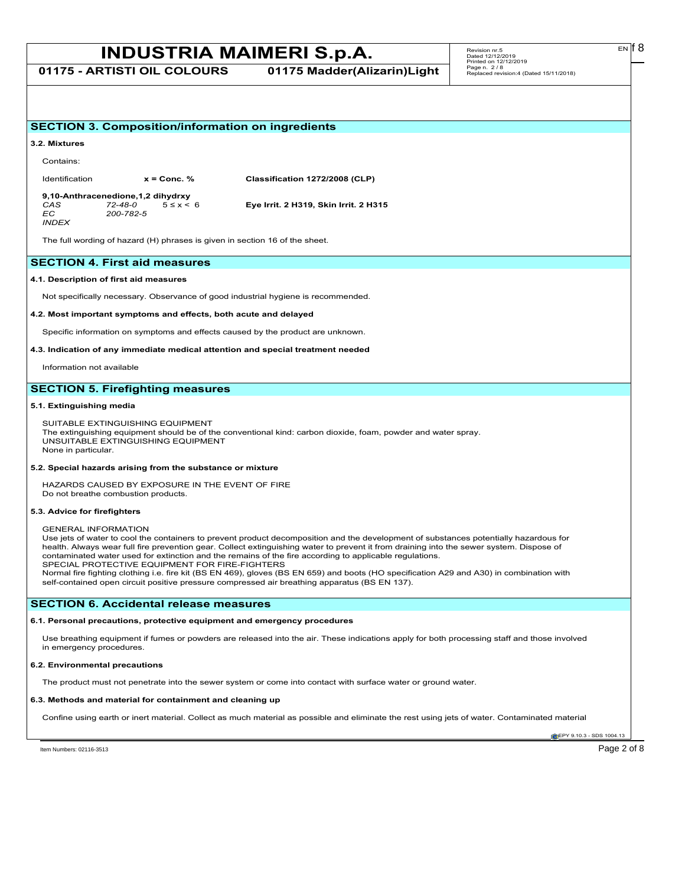## SECTION 3. Composition/information on ingredients

### 3.2. Mixtures

Contains:

| Identification | | x = Conc. % | Classification 1272/2008 (CLP) |
|---|---|---|---|
| **9,10-Anthracenedione,1,2 dihydrxy** | | | |
| *CAS* | *72-48-0* | 5 ≤ x < 6 | **Eye Irrit. 2 H319, Skin Irrit. 2 H315** |
| *EC* | *200-782-5* | | |
| *INDEX* | | | |

The full wording of hazard (H) phrases is given in section 16 of the sheet.

## SECTION 4. First aid measures

### 4.1. Description of first aid measures

Not specifically necessary. Observance of good industrial hygiene is recommended.

### 4.2. Most important symptoms and effects, both acute and delayed

Specific information on symptoms and effects caused by the product are unknown.

### 4.3. Indication of any immediate medical attention and special treatment needed

Information not available

## SECTION 5. Firefighting measures

### 5.1. Extinguishing media

SUITABLE EXTINGUISHING EQUIPMENT
The extinguishing equipment should be of the conventional kind: carbon dioxide, foam, powder and water spray.
UNSUITABLE EXTINGUISHING EQUIPMENT
None in particular.

### 5.2. Special hazards arising from the substance or mixture

HAZARDS CAUSED BY EXPOSURE IN THE EVENT OF FIRE
Do not breathe combustion products.

### 5.3. Advice for firefighters

GENERAL INFORMATION
Use jets of water to cool the containers to prevent product decomposition and the development of substances potentially hazardous for health. Always wear full fire prevention gear. Collect extinguishing water to prevent it from draining into the sewer system. Dispose of contaminated water used for extinction and the remains of the fire according to applicable regulations.
SPECIAL PROTECTIVE EQUIPMENT FOR FIRE-FIGHTERS
Normal fire fighting clothing i.e. fire kit (BS EN 469), gloves (BS EN 659) and boots (HO specification A29 and A30) in combination with self-contained open circuit positive pressure compressed air breathing apparatus (BS EN 137).

## SECTION 6. Accidental release measures

### 6.1. Personal precautions, protective equipment and emergency procedures

Use breathing equipment if fumes or powders are released into the air. These indications apply for both processing staff and those involved in emergency procedures.

### 6.2. Environmental precautions

The product must not penetrate into the sewer system or come into contact with surface water or ground water.

### 6.3. Methods and material for containment and cleaning up

Confine using earth or inert material. Collect as much material as possible and eliminate the rest using jets of water. Contaminated material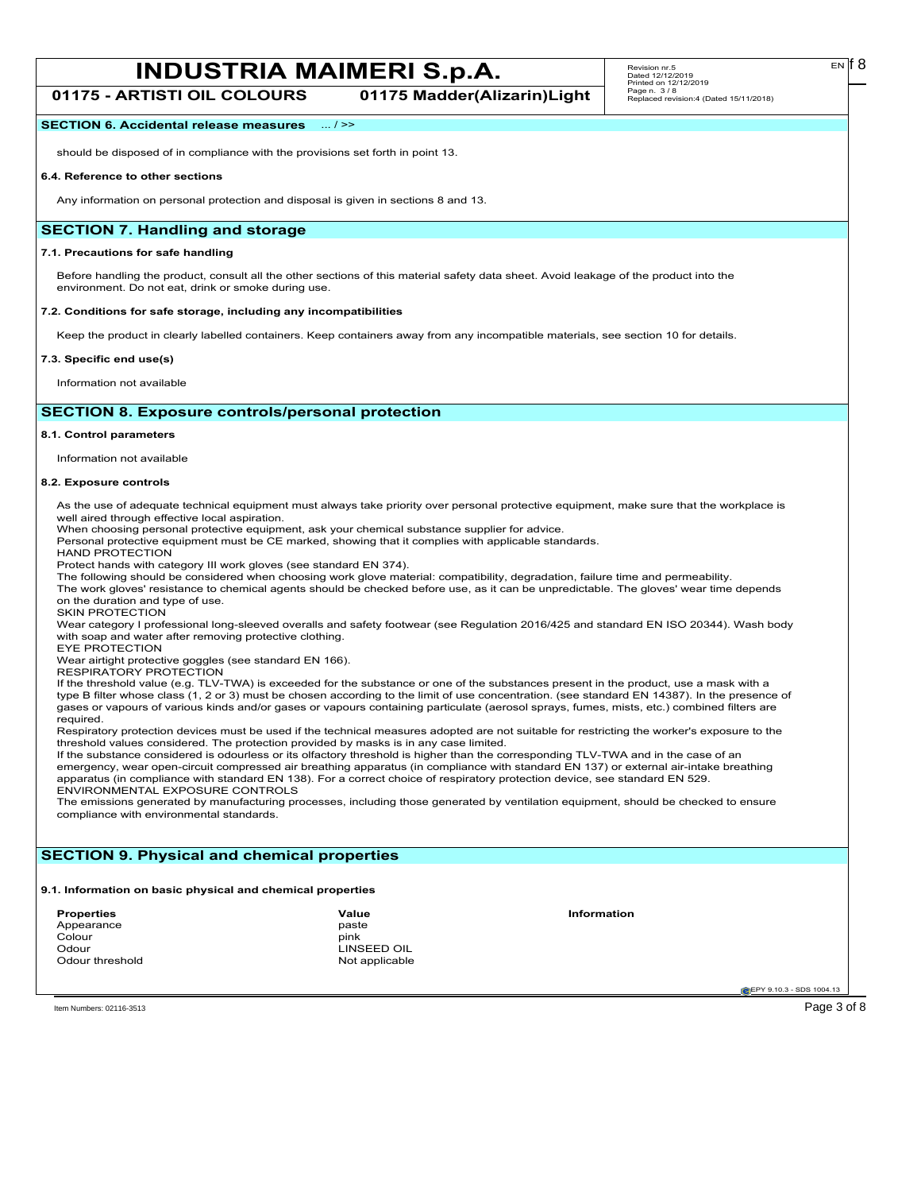**SECTION 6. Accidental release measures** ... / >>

should be disposed of in compliance with the provisions set forth in point 13.

**6.4. Reference to other sections**

Any information on personal protection and disposal is given in sections 8 and 13.

## SECTION 7. Handling and storage

**7.1. Precautions for safe handling**

Before handling the product, consult all the other sections of this material safety data sheet. Avoid leakage of the product into the environment. Do not eat, drink or smoke during use.

**7.2. Conditions for safe storage, including any incompatibilities**

Keep the product in clearly labelled containers. Keep containers away from any incompatible materials, see section 10 for details.

**7.3. Specific end use(s)**

Information not available

## SECTION 8. Exposure controls/personal protection

**8.1. Control parameters**

Information not available

**8.2. Exposure controls**

As the use of adequate technical equipment must always take priority over personal protective equipment, make sure that the workplace is well aired through effective local aspiration.
When choosing personal protective equipment, ask your chemical substance supplier for advice.
Personal protective equipment must be CE marked, showing that it complies with applicable standards.
HAND PROTECTION
Protect hands with category III work gloves (see standard EN 374).
The following should be considered when choosing work glove material: compatibility, degradation, failure time and permeability.
The work gloves' resistance to chemical agents should be checked before use, as it can be unpredictable. The gloves' wear time depends on the duration and type of use.
SKIN PROTECTION
Wear category I professional long-sleeved overalls and safety footwear (see Regulation 2016/425 and standard EN ISO 20344). Wash body with soap and water after removing protective clothing.
EYE PROTECTION
Wear airtight protective goggles (see standard EN 166).
RESPIRATORY PROTECTION
If the threshold value (e.g. TLV-TWA) is exceeded for the substance or one of the substances present in the product, use a mask with a type B filter whose class (1, 2 or 3) must be chosen according to the limit of use concentration. (see standard EN 14387). In the presence of gases or vapours of various kinds and/or gases or vapours containing particulate (aerosol sprays, fumes, mists, etc.) combined filters are required.
Respiratory protection devices must be used if the technical measures adopted are not suitable for restricting the worker's exposure to the threshold values considered. The protection provided by masks is in any case limited.
If the substance considered is odourless or its olfactory threshold is higher than the corresponding TLV-TWA and in the case of an emergency, wear open-circuit compressed air breathing apparatus (in compliance with standard EN 137) or external air-intake breathing apparatus (in compliance with standard EN 138). For a correct choice of respiratory protection device, see standard EN 529.
ENVIRONMENTAL EXPOSURE CONTROLS
The emissions generated by manufacturing processes, including those generated by ventilation equipment, should be checked to ensure compliance with environmental standards.

## SECTION 9. Physical and chemical properties

**9.1. Information on basic physical and chemical properties**

| Properties | Value | Information |
|---|---|---|
| Appearance | paste | |
| Colour | pink | |
| Odour | LINSEED OIL | |
| Odour threshold | Not applicable | |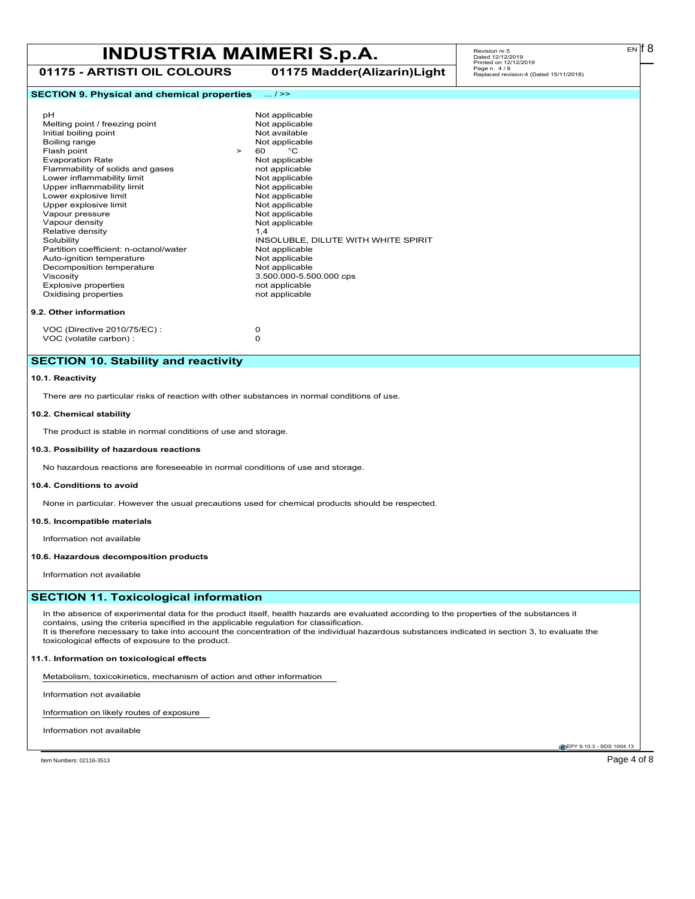## SECTION 9. Physical and chemical properties ... / >>

| | |
|---|---|
| pH | Not applicable |
| Melting point / freezing point | Not applicable |
| Initial boiling point | Not available |
| Boiling range | Not applicable |
| Flash point | > 60 °C |
| Evaporation Rate | Not applicable |
| Flammability of solids and gases | not applicable |
| Lower inflammability limit | Not applicable |
| Upper inflammability limit | Not applicable |
| Lower explosive limit | Not applicable |
| Upper explosive limit | Not applicable |
| Vapour pressure | Not applicable |
| Vapour density | Not applicable |
| Relative density | 1,4 |
| Solubility | INSOLUBLE, DILUTE WITH WHITE SPIRIT |
| Partition coefficient: n-octanol/water | Not applicable |
| Auto-ignition temperature | Not applicable |
| Decomposition temperature | Not applicable |
| Viscosity | 3.500.000-5.500.000 cps |
| Explosive properties | not applicable |
| Oxidising properties | not applicable |

### 9.2. Other information

| | |
|---|---|
| VOC (Directive 2010/75/EC) : | 0 |
| VOC (volatile carbon) : | 0 |

## SECTION 10. Stability and reactivity

### 10.1. Reactivity

There are no particular risks of reaction with other substances in normal conditions of use.

### 10.2. Chemical stability

The product is stable in normal conditions of use and storage.

### 10.3. Possibility of hazardous reactions

No hazardous reactions are foreseeable in normal conditions of use and storage.

### 10.4. Conditions to avoid

None in particular. However the usual precautions used for chemical products should be respected.

### 10.5. Incompatible materials

Information not available

### 10.6. Hazardous decomposition products

Information not available

## SECTION 11. Toxicological information

In the absence of experimental data for the product itself, health hazards are evaluated according to the properties of the substances it contains, using the criteria specified in the applicable regulation for classification.
It is therefore necessary to take into account the concentration of the individual hazardous substances indicated in section 3, to evaluate the toxicological effects of exposure to the product.

### 11.1. Information on toxicological effects

Metabolism, toxicokinetics, mechanism of action and other information

Information not available

Information on likely routes of exposure

Information not available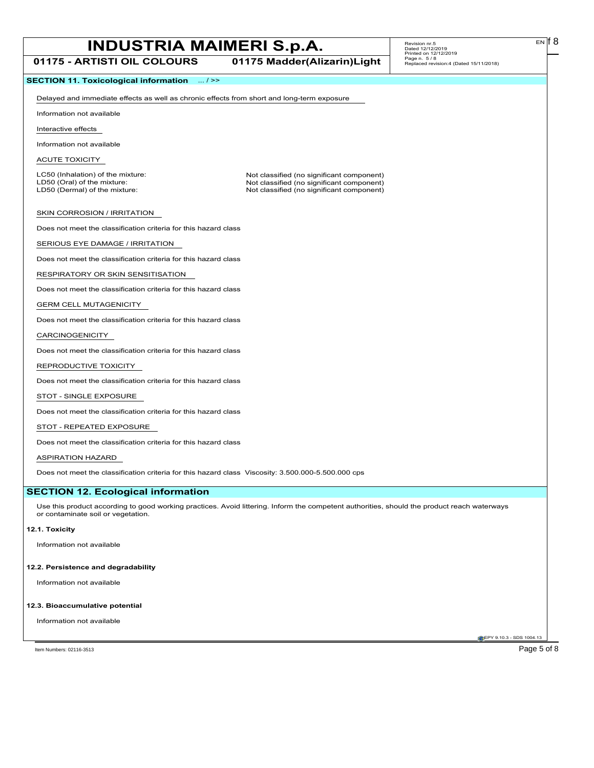## SECTION 11. Toxicological information ... / >>

Delayed and immediate effects as well as chronic effects from short and long-term exposure

Information not available

Interactive effects

Information not available

ACUTE TOXICITY

| | |
|---|---|
| LC50 (Inhalation) of the mixture: | Not classified (no significant component) |
| LD50 (Oral) of the mixture: | Not classified (no significant component) |
| LD50 (Dermal) of the mixture: | Not classified (no significant component) |

SKIN CORROSION / IRRITATION

Does not meet the classification criteria for this hazard class

SERIOUS EYE DAMAGE / IRRITATION

Does not meet the classification criteria for this hazard class

RESPIRATORY OR SKIN SENSITISATION

Does not meet the classification criteria for this hazard class

GERM CELL MUTAGENICITY

Does not meet the classification criteria for this hazard class

CARCINOGENICITY

Does not meet the classification criteria for this hazard class

REPRODUCTIVE TOXICITY

Does not meet the classification criteria for this hazard class

STOT - SINGLE EXPOSURE

Does not meet the classification criteria for this hazard class

STOT - REPEATED EXPOSURE

Does not meet the classification criteria for this hazard class

ASPIRATION HAZARD

Does not meet the classification criteria for this hazard class Viscosity: 3.500.000-5.500.000 cps

## SECTION 12. Ecological information

Use this product according to good working practices. Avoid littering. Inform the competent authorities, should the product reach waterways or contaminate soil or vegetation.

**12.1. Toxicity**

Information not available

**12.2. Persistence and degradability**

Information not available

**12.3. Bioaccumulative potential**

Information not available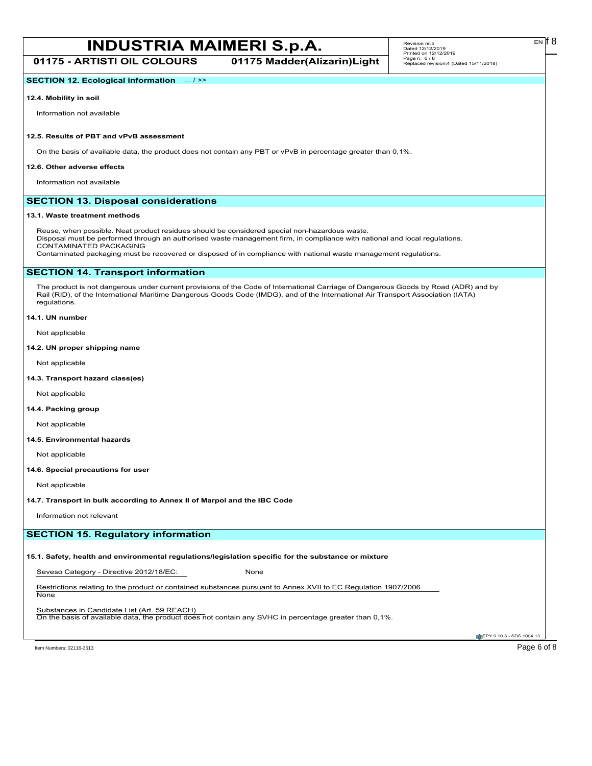## SECTION 12. Ecological information ... / >>

### 12.4. Mobility in soil

Information not available

### 12.5. Results of PBT and vPvB assessment

On the basis of available data, the product does not contain any PBT or vPvB in percentage greater than 0,1%.

### 12.6. Other adverse effects

Information not available

## SECTION 13. Disposal considerations

### 13.1. Waste treatment methods

Reuse, when possible. Neat product residues should be considered special non-hazardous waste.
Disposal must be performed through an authorised waste management firm, in compliance with national and local regulations.
CONTAMINATED PACKAGING
Contaminated packaging must be recovered or disposed of in compliance with national waste management regulations.

## SECTION 14. Transport information

The product is not dangerous under current provisions of the Code of International Carriage of Dangerous Goods by Road (ADR) and by Rail (RID), of the International Maritime Dangerous Goods Code (IMDG), and of the International Air Transport Association (IATA) regulations.

### 14.1. UN number

Not applicable

### 14.2. UN proper shipping name

Not applicable

### 14.3. Transport hazard class(es)

Not applicable

### 14.4. Packing group

Not applicable

### 14.5. Environmental hazards

Not applicable

### 14.6. Special precautions for user

Not applicable

### 14.7. Transport in bulk according to Annex II of Marpol and the IBC Code

Information not relevant

## SECTION 15. Regulatory information

### 15.1. Safety, health and environmental regulations/legislation specific for the substance or mixture

Seveso Category - Directive 2012/18/EC: None

Restrictions relating to the product or contained substances pursuant to Annex XVII to EC Regulation 1907/2006
None

Substances in Candidate List (Art. 59 REACH)
On the basis of available data, the product does not contain any SVHC in percentage greater than 0,1%.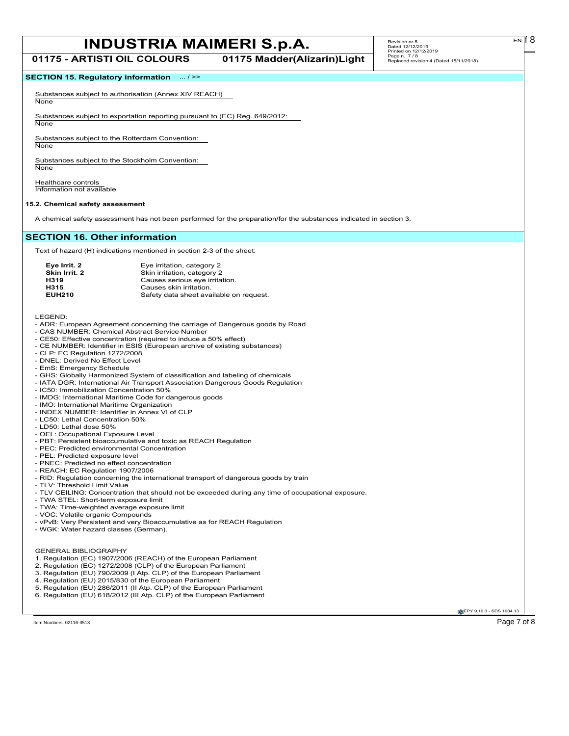## SECTION 15. Regulatory information ... / >>

Substances subject to authorisation (Annex XIV REACH)
None

Substances subject to exportation reporting pursuant to (EC) Reg. 649/2012:
None

Substances subject to the Rotterdam Convention:
None

Substances subject to the Stockholm Convention:
None

Healthcare controls
Information not available

### 15.2. Chemical safety assessment

A chemical safety assessment has not been performed for the preparation/for the substances indicated in section 3.

## SECTION 16. Other information

Text of hazard (H) indications mentioned in section 2-3 of the sheet:

| | |
|---|---|
| **Eye Irrit. 2** | Eye irritation, category 2 |
| **Skin Irrit. 2** | Skin irritation, category 2 |
| **H319** | Causes serious eye irritation. |
| **H315** | Causes skin irritation. |
| **EUH210** | Safety data sheet available on request. |

LEGEND:

- ADR: European Agreement concerning the carriage of Dangerous goods by Road
- CAS NUMBER: Chemical Abstract Service Number
- CE50: Effective concentration (required to induce a 50% effect)
- CE NUMBER: Identifier in ESIS (European archive of existing substances)
- CLP: EC Regulation 1272/2008
- DNEL: Derived No Effect Level
- EmS: Emergency Schedule
- GHS: Globally Harmonized System of classification and labeling of chemicals
- IATA DGR: International Air Transport Association Dangerous Goods Regulation
- IC50: Immobilization Concentration 50%
- IMDG: International Maritime Code for dangerous goods
- IMO: International Maritime Organization
- INDEX NUMBER: Identifier in Annex VI of CLP
- LC50: Lethal Concentration 50%
- LD50: Lethal dose 50%
- OEL: Occupational Exposure Level
- PBT: Persistent bioaccumulative and toxic as REACH Regulation
- PEC: Predicted environmental Concentration
- PEL: Predicted exposure level
- PNEC: Predicted no effect concentration
- REACH: EC Regulation 1907/2006
- RID: Regulation concerning the international transport of dangerous goods by train
- TLV: Threshold Limit Value
- TLV CEILING: Concentration that should not be exceeded during any time of occupational exposure.
- TWA STEL: Short-term exposure limit
- TWA: Time-weighted average exposure limit
- VOC: Volatile organic Compounds
- vPvB: Very Persistent and very Bioaccumulative as for REACH Regulation
- WGK: Water hazard classes (German).

GENERAL BIBLIOGRAPHY

1. Regulation (EC) 1907/2006 (REACH) of the European Parliament
2. Regulation (EC) 1272/2008 (CLP) of the European Parliament
3. Regulation (EU) 790/2009 (I Atp. CLP) of the European Parliament
4. Regulation (EU) 2015/830 of the European Parliament
5. Regulation (EU) 286/2011 (II Atp. CLP) of the European Parliament
6. Regulation (EU) 618/2012 (III Atp. CLP) of the European Parliament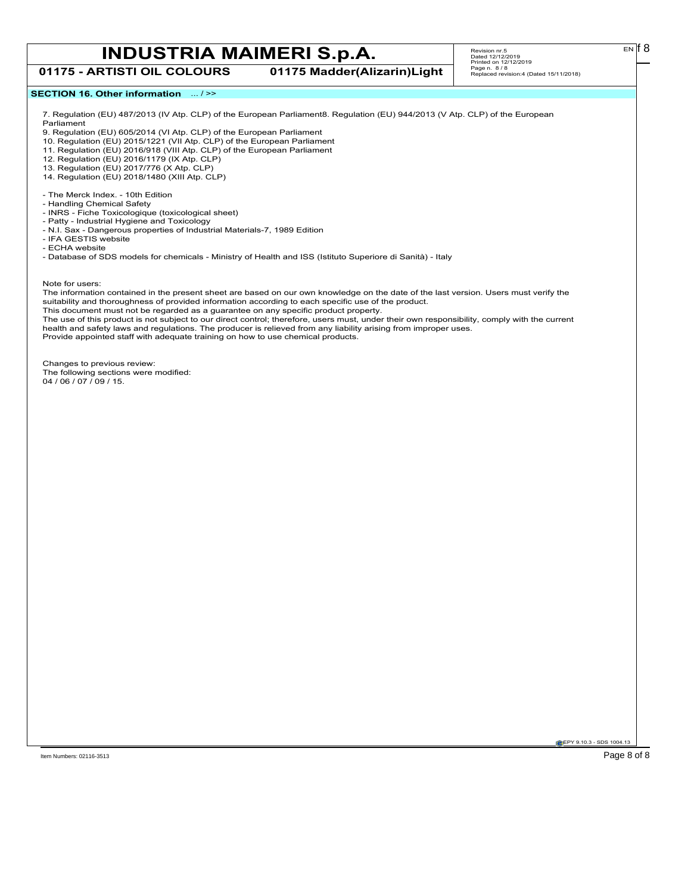**SECTION 16. Other information** ... / >>

7. Regulation (EU) 487/2013 (IV Atp. CLP) of the European Parliament8. Regulation (EU) 944/2013 (V Atp. CLP) of the European Parliament
9. Regulation (EU) 605/2014 (VI Atp. CLP) of the European Parliament
10. Regulation (EU) 2015/1221 (VII Atp. CLP) of the European Parliament
11. Regulation (EU) 2016/918 (VIII Atp. CLP) of the European Parliament
12. Regulation (EU) 2016/1179 (IX Atp. CLP)
13. Regulation (EU) 2017/776 (X Atp. CLP)
14. Regulation (EU) 2018/1480 (XIII Atp. CLP)

- The Merck Index. - 10th Edition
- Handling Chemical Safety
- INRS - Fiche Toxicologique (toxicological sheet)
- Patty - Industrial Hygiene and Toxicology
- N.I. Sax - Dangerous properties of Industrial Materials-7, 1989 Edition
- IFA GESTIS website
- ECHA website
- Database of SDS models for chemicals - Ministry of Health and ISS (Istituto Superiore di Sanità) - Italy

Note for users:
The information contained in the present sheet are based on our own knowledge on the date of the last version. Users must verify the suitability and thoroughness of provided information according to each specific use of the product.
This document must not be regarded as a guarantee on any specific product property.
The use of this product is not subject to our direct control; therefore, users must, under their own responsibility, comply with the current health and safety laws and regulations. The producer is relieved from any liability arising from improper uses.
Provide appointed staff with adequate training on how to use chemical products.

Changes to previous review:
The following sections were modified:
04 / 06 / 07 / 09 / 15.